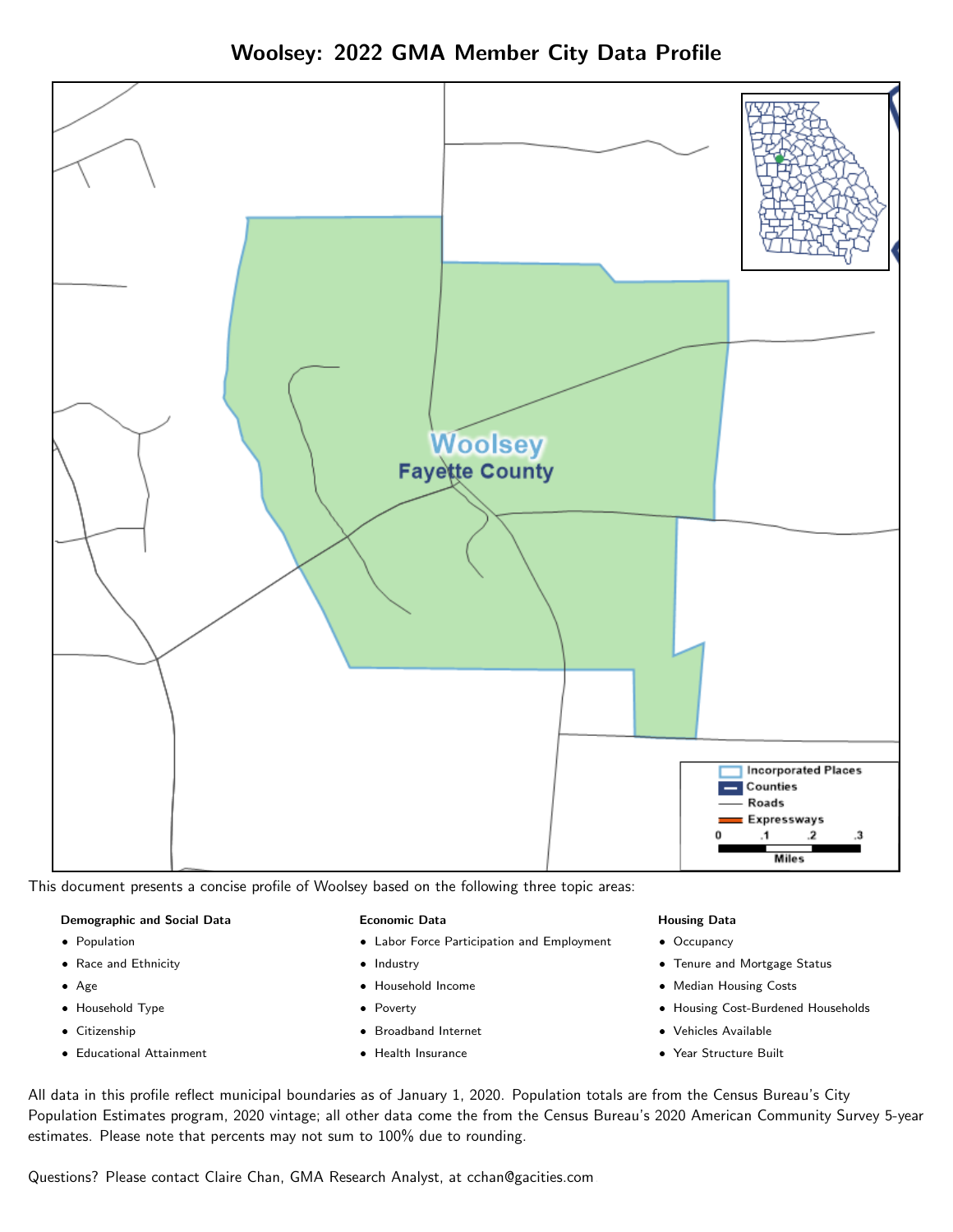# Woolsey: 2022 GMA Member City Data Profile

This document presents a concise profile of Woolsey based on the following three topic areas:

**Demographic and Social Data**

- Population
- Race and Ethnicity
- Age
- Household Type
- Citizenship
- Educational Attainment

**Economic Data**

- Labor Force Participation and Employment
- Industry
- Household Income
- Poverty
- Broadband Internet
- Health Insurance

**Housing Data**

- Occupancy
- Tenure and Mortgage Status
- Median Housing Costs
- Housing Cost-Burdened Households
- Vehicles Available
- Year Structure Built

All data in this profile reflect municipal boundaries as of January 1, 2020. Population totals are from the Census Bureau's City Population Estimates program, 2020 vintage; all other data come the from the Census Bureau's 2020 American Community Survey 5-year estimates. Please note that percents may not sum to 100% due to rounding.

Questions? Please contact Claire Chan, GMA Research Analyst, at cchan@gacities.com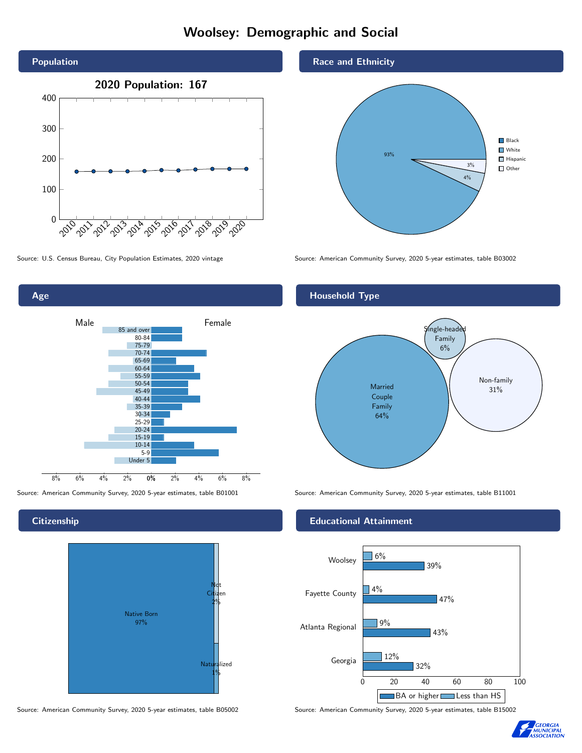# Woolsey: Demographic and Social

## Population

2020 Population: 167

Source: U.S. Census Bureau, City Population Estimates, 2020 vintage

## Race and Ethnicity

| Race/Ethnicity | Percent |
| --- | --- |
| White | 93% |
| Hispanic | 4% |
| Other | 3% |

Source: American Community Survey, 2020 5-year estimates, table B03002

## Age

Source: American Community Survey, 2020 5-year estimates, table B01001

## Household Type

| Household Type | Percent |
| --- | --- |
| Married Couple Family | 64% |
| Single-headed Family | 6% |
| Non-family | 31% |

Source: American Community Survey, 2020 5-year estimates, table B11001

## Citizenship

| Citizenship | Percent |
| --- | --- |
| Native Born | 97% |
| Not Citizen | 2% |
| Naturalized | 1% |

Source: American Community Survey, 2020 5-year estimates, table B05002

## Educational Attainment

| Area | Less than HS | BA or higher |
| --- | --- | --- |
| Woolsey | 6% | 39% |
| Fayette County | 4% | 47% |
| Atlanta Regional | 9% | 43% |
| Georgia | 12% | 32% |

Source: American Community Survey, 2020 5-year estimates, table B15002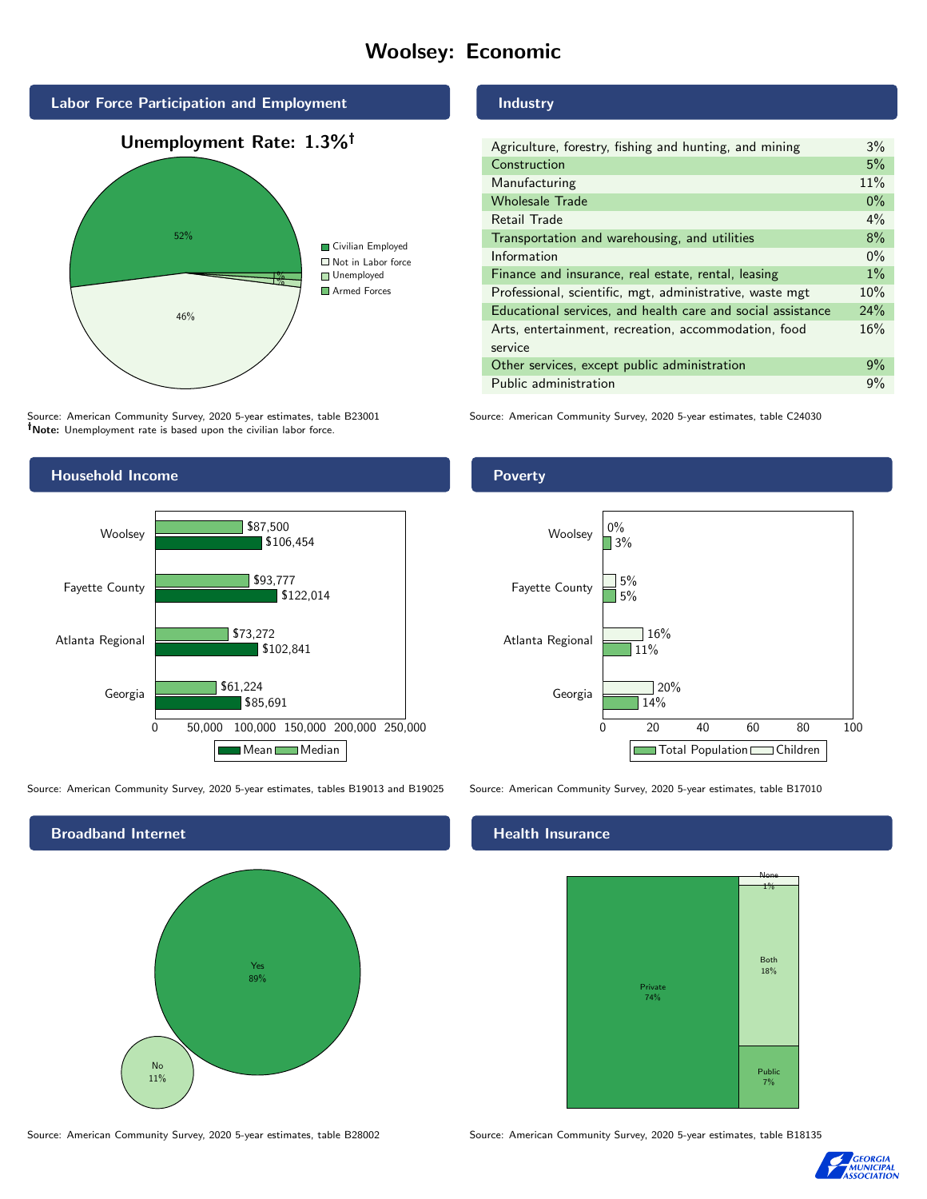# Woolsey: Economic

## Labor Force Participation and Employment

**Unemployment Rate: 1.3%†**

| Category | Percent |
| --- | --- |
| Civilian Employed | 52% |
| Not in Labor force | 46% |
| Unemployed | 1% |
| Armed Forces | |

Source: American Community Survey, 2020 5-year estimates, table B23001
**†Note:** Unemployment rate is based upon the civilian labor force.

## Industry

| Industry | Percent |
| --- | --- |
| Agriculture, forestry, fishing and hunting, and mining | 3% |
| Construction | 5% |
| Manufacturing | 11% |
| Wholesale Trade | 0% |
| Retail Trade | 4% |
| Transportation and warehousing, and utilities | 8% |
| Information | 0% |
| Finance and insurance, real estate, rental, leasing | 1% |
| Professional, scientific, mgt, administrative, waste mgt | 10% |
| Educational services, and health care and social assistance | 24% |
| Arts, entertainment, recreation, accommodation, food service | 16% |
| Other services, except public administration | 9% |
| Public administration | 9% |

Source: American Community Survey, 2020 5-year estimates, table C24030

## Household Income

| | Median | Mean |
| --- | --- | --- |
| Woolsey | $87,500 | $106,454 |
| Fayette County | $93,777 | $122,014 |
| Atlanta Regional | $73,272 | $102,841 |
| Georgia | $61,224 | $85,691 |

Source: American Community Survey, 2020 5-year estimates, tables B19013 and B19025

## Poverty

| | Children | Total Population |
| --- | --- | --- |
| Woolsey | 0% | 3% |
| Fayette County | 5% | 5% |
| Atlanta Regional | 16% | 11% |
| Georgia | 20% | 14% |

Source: American Community Survey, 2020 5-year estimates, table B17010

## Broadband Internet

| | Percent |
| --- | --- |
| Yes | 89% |
| No | 11% |

Source: American Community Survey, 2020 5-year estimates, table B28002

## Health Insurance

| | Percent |
| --- | --- |
| Private | 74% |
| Both | 18% |
| Public | 7% |
| None | 1% |

Source: American Community Survey, 2020 5-year estimates, table B18135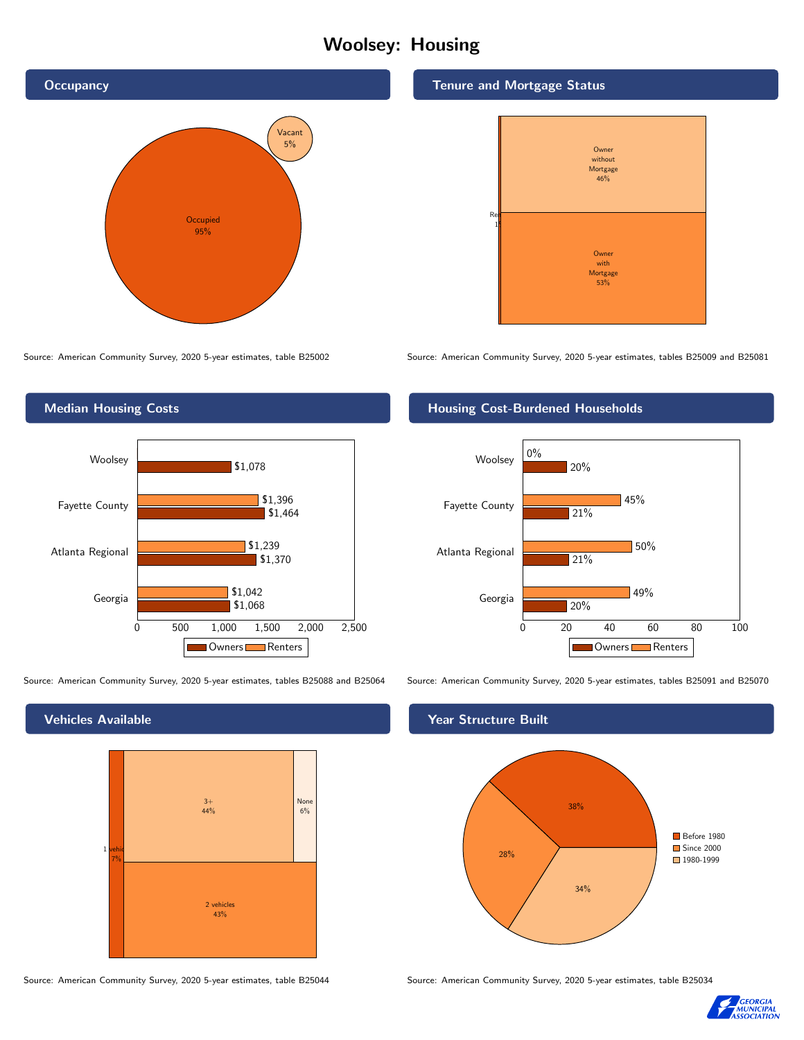# Woolsey: Housing

## Occupancy

Occupied
95%

Vacant
5%

Source: American Community Survey, 2020 5-year estimates, table B25002

## Tenure and Mortgage Status

Owner without Mortgage 46%

Owner with Mortgage 53%

Re
1

Source: American Community Survey, 2020 5-year estimates, tables B25009 and B25081

## Median Housing Costs

Woolsey
$1,078

Fayette County
$1,396
$1,464

Atlanta Regional
$1,239
$1,370

Georgia
$1,042
$1,068

0 500 1,000 1,500 2,000 2,500

Owners Renters

Source: American Community Survey, 2020 5-year estimates, tables B25088 and B25064

## Housing Cost-Burdened Households

Woolsey
0%
20%

Fayette County
45%
21%

Atlanta Regional
50%
21%

Georgia
49%
20%

0 20 40 60 80 100

Owners Renters

Source: American Community Survey, 2020 5-year estimates, tables B25091 and B25070

## Vehicles Available

3+
44%

None
6%

1 vehic
7%

2 vehicles
43%

Source: American Community Survey, 2020 5-year estimates, table B25044

## Year Structure Built

38%
28%
34%

Before 1980
Since 2000
1980-1999

Source: American Community Survey, 2020 5-year estimates, table B25034

GEORGIA MUNICIPAL ASSOCIATION